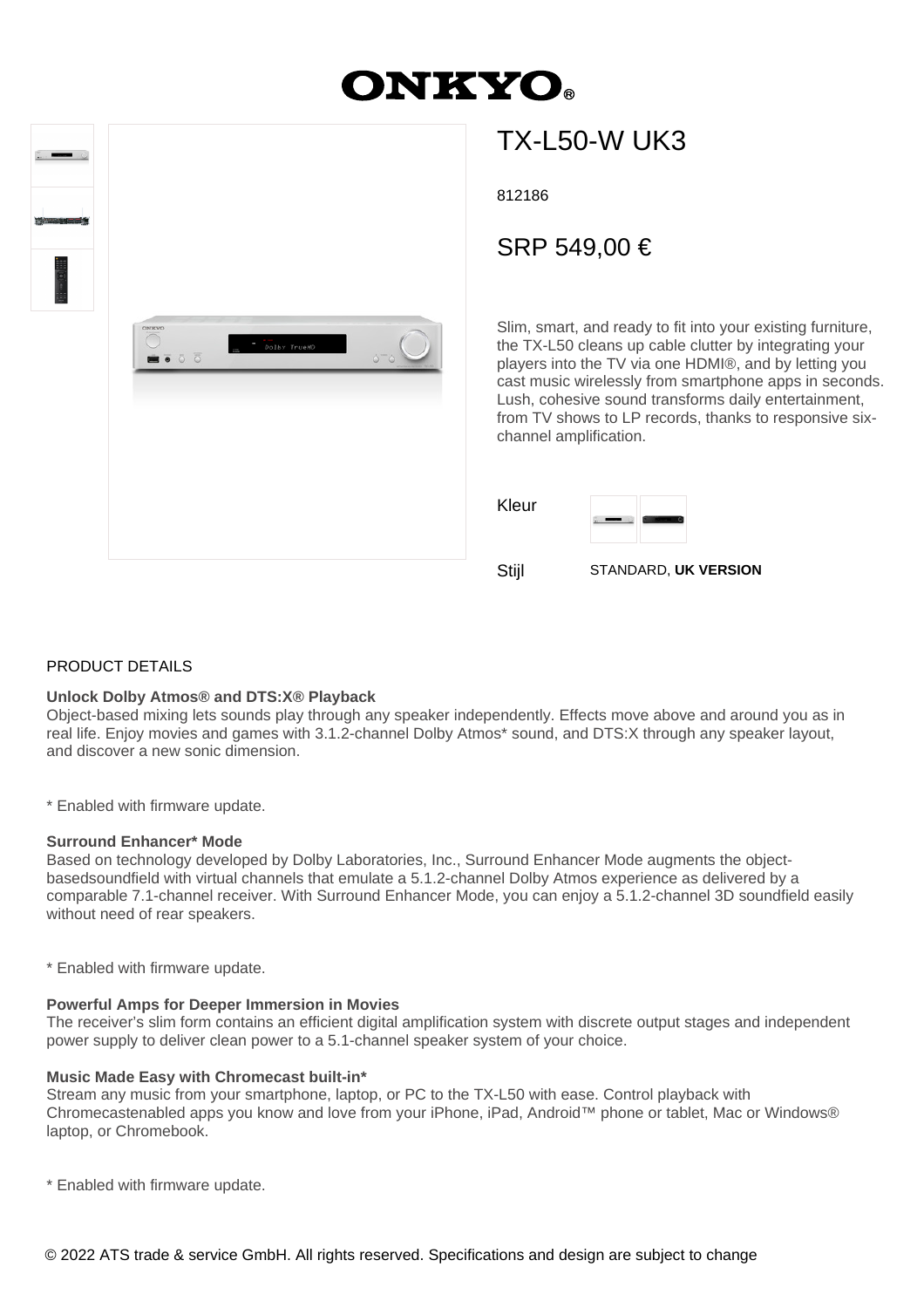# ONKYO®

## TX-L50-W UK3

812186

SRP 549,00 €

Slim, smart, and ready to fit into your existing furniture, the TX-L50 cleans up cable clutter by integrating your players into the TV via one HDMI®, and by letting you cast music wirelessly from smartphone apps in seconds. Lush, cohesive sound transforms daily entertainment, from TV shows to LP records, thanks to responsive six-channel amplification.

Kleur

Stijl STANDARD, **UK VERSION**

## PRODUCT DETAILS

**Unlock Dolby Atmos® and DTS:X® Playback**
Object-based mixing lets sounds play through any speaker independently. Effects move above and around you as in real life. Enjoy movies and games with 3.1.2-channel Dolby Atmos* sound, and DTS:X through any speaker layout, and discover a new sonic dimension.

* Enabled with firmware update.

**Surround Enhancer* Mode**
Based on technology developed by Dolby Laboratories, Inc., Surround Enhancer Mode augments the object-basedsoundfield with virtual channels that emulate a 5.1.2-channel Dolby Atmos experience as delivered by a comparable 7.1-channel receiver. With Surround Enhancer Mode, you can enjoy a 5.1.2-channel 3D soundfield easily without need of rear speakers.

* Enabled with firmware update.

**Powerful Amps for Deeper Immersion in Movies**
The receiver's slim form contains an efficient digital amplification system with discrete output stages and independent power supply to deliver clean power to a 5.1-channel speaker system of your choice.

**Music Made Easy with Chromecast built-in***
Stream any music from your smartphone, laptop, or PC to the TX-L50 with ease. Control playback with Chromecastenabled apps you know and love from your iPhone, iPad, Android™ phone or tablet, Mac or Windows® laptop, or Chromebook.

* Enabled with firmware update.

© 2022 ATS trade & service GmbH. All rights reserved. Specifications and design are subject to change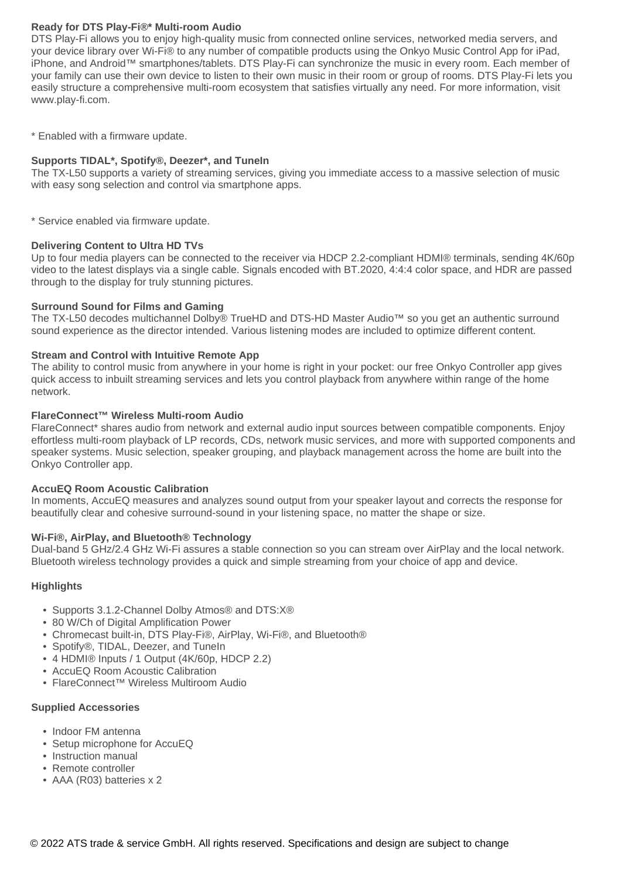### Ready for DTS Play-Fi®* Multi-room Audio

DTS Play-Fi allows you to enjoy high-quality music from connected online services, networked media servers, and your device library over Wi-Fi® to any number of compatible products using the Onkyo Music Control App for iPad, iPhone, and Android™ smartphones/tablets. DTS Play-Fi can synchronize the music in every room. Each member of your family can use their own device to listen to their own music in their room or group of rooms. DTS Play-Fi lets you easily structure a comprehensive multi-room ecosystem that satisfies virtually any need. For more information, visit www.play-fi.com.

* Enabled with a firmware update.

### Supports TIDAL*, Spotify®, Deezer*, and TuneIn

The TX-L50 supports a variety of streaming services, giving you immediate access to a massive selection of music with easy song selection and control via smartphone apps.

* Service enabled via firmware update.

### Delivering Content to Ultra HD TVs

Up to four media players can be connected to the receiver via HDCP 2.2-compliant HDMI® terminals, sending 4K/60p video to the latest displays via a single cable. Signals encoded with BT.2020, 4:4:4 color space, and HDR are passed through to the display for truly stunning pictures.

### Surround Sound for Films and Gaming

The TX-L50 decodes multichannel Dolby® TrueHD and DTS-HD Master Audio™ so you get an authentic surround sound experience as the director intended. Various listening modes are included to optimize different content.

### Stream and Control with Intuitive Remote App

The ability to control music from anywhere in your home is right in your pocket: our free Onkyo Controller app gives quick access to inbuilt streaming services and lets you control playback from anywhere within range of the home network.

### FlareConnect™ Wireless Multi-room Audio

FlareConnect* shares audio from network and external audio input sources between compatible components. Enjoy effortless multi-room playback of LP records, CDs, network music services, and more with supported components and speaker systems. Music selection, speaker grouping, and playback management across the home are built into the Onkyo Controller app.

### AccuEQ Room Acoustic Calibration

In moments, AccuEQ measures and analyzes sound output from your speaker layout and corrects the response for beautifully clear and cohesive surround-sound in your listening space, no matter the shape or size.

### Wi-Fi®, AirPlay, and Bluetooth® Technology

Dual-band 5 GHz/2.4 GHz Wi-Fi assures a stable connection so you can stream over AirPlay and the local network. Bluetooth wireless technology provides a quick and simple streaming from your choice of app and device.

### Highlights

- Supports 3.1.2-Channel Dolby Atmos® and DTS:X®
- 80 W/Ch of Digital Amplification Power
- Chromecast built-in, DTS Play-Fi®, AirPlay, Wi-Fi®, and Bluetooth®
- Spotify®, TIDAL, Deezer, and TuneIn
- 4 HDMI® Inputs / 1 Output (4K/60p, HDCP 2.2)
- AccuEQ Room Acoustic Calibration
- FlareConnect™ Wireless Multiroom Audio

### Supplied Accessories

- Indoor FM antenna
- Setup microphone for AccuEQ
- Instruction manual
- Remote controller
- AAA (R03) batteries x 2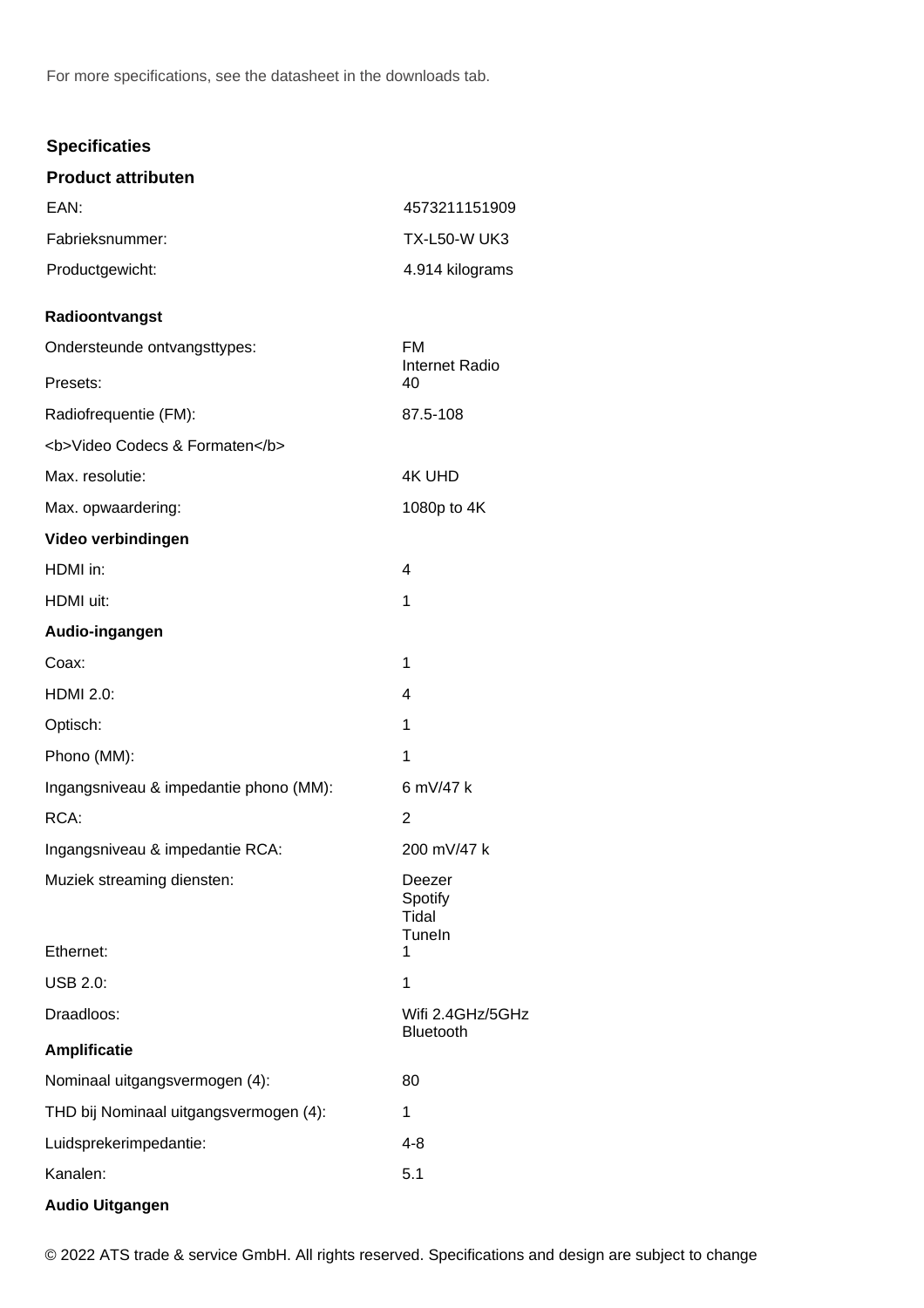For more specifications, see the datasheet in the downloads tab.

## Specificaties

### Product attributen

| | |
|---|---|
| EAN: | 4573211151909 |
| Fabrieksnummer: | TX-L50-W UK3 |
| Productgewicht: | 4.914 kilograms |

### Radioontvangst

| | |
|---|---|
| Ondersteunde ontvangsttypes: | FM<br>Internet Radio |
| Presets: | 40 |
| Radiofrequentie (FM): | 87.5-108 |

<b>Video Codecs & Formaten</b>

| | |
|---|---|
| Max. resolutie: | 4K UHD |
| Max. opwaardering: | 1080p to 4K |

### Video verbindingen

| | |
|---|---|
| HDMI in: | 4 |
| HDMI uit: | 1 |

### Audio-ingangen

| | |
|---|---|
| Coax: | 1 |
| HDMI 2.0: | 4 |
| Optisch: | 1 |
| Phono (MM): | 1 |
| Ingangsniveau & impedantie phono (MM): | 6 mV/47 k |
| RCA: | 2 |
| Ingangsniveau & impedantie RCA: | 200 mV/47 k |
| Muziek streaming diensten: | Deezer<br>Spotify<br>Tidal<br>TuneIn |
| Ethernet: | 1 |
| USB 2.0: | 1 |
| Draadloos: | Wifi 2.4GHz/5GHz<br>Bluetooth |

### Amplificatie

| | |
|---|---|
| Nominaal uitgangsvermogen (4): | 80 |
| THD bij Nominaal uitgangsvermogen (4): | 1 |
| Luidsprekerimpedantie: | 4-8 |
| Kanalen: | 5.1 |

### Audio Uitgangen

© 2022 ATS trade & service GmbH. All rights reserved. Specifications and design are subject to change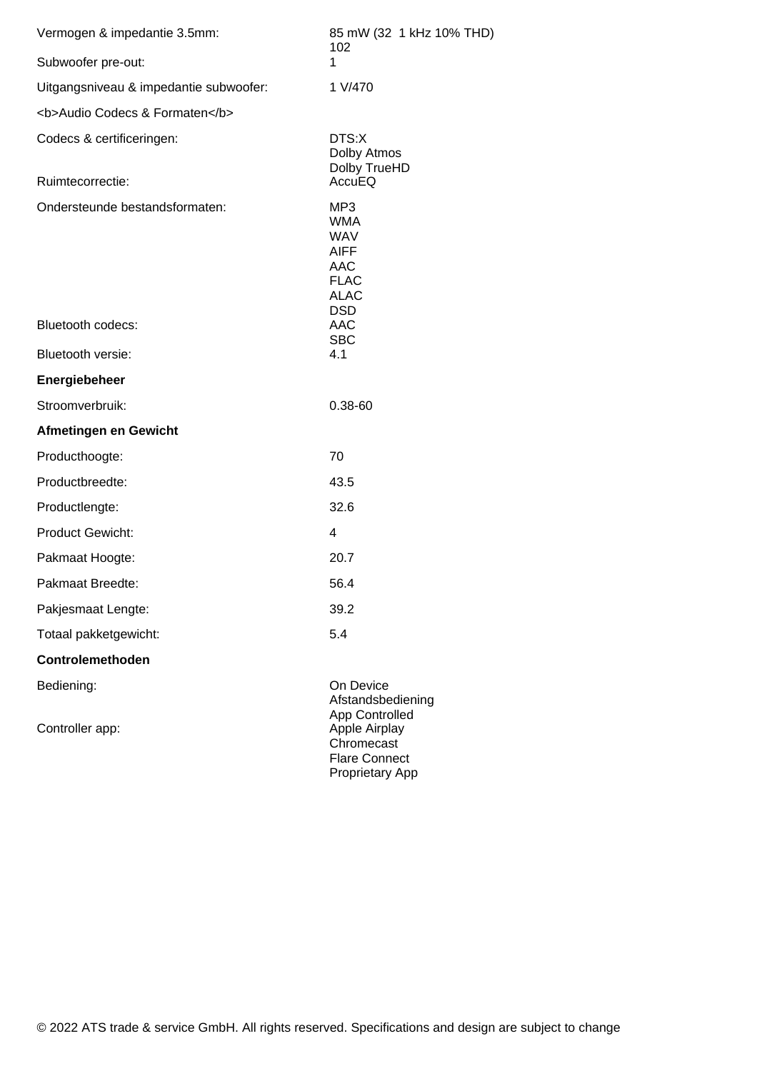| | |
|---|---|
| Vermogen & impedantie 3.5mm: | 85 mW (32  1 kHz 10% THD) 102 |
| Subwoofer pre-out: | 1 |
| Uitgangsniveau & impedantie subwoofer: | 1 V/470 |
| <b>Audio Codecs & Formaten</b> | |
| Codecs & certificeringen: | DTS:X<br>Dolby Atmos<br>Dolby TrueHD |
| Ruimtecorrectie: | AccuEQ |
| Ondersteunde bestandsformaten: | MP3<br>WMA<br>WAV<br>AIFF<br>AAC<br>FLAC<br>ALAC<br>DSD |
| Bluetooth codecs: | AAC<br>SBC |
| Bluetooth versie: | 4.1 |
| **Energiebeheer** | |
| Stroomverbruik: | 0.38-60 |
| **Afmetingen en Gewicht** | |
| Producthoogte: | 70 |
| Productbreedte: | 43.5 |
| Productlengte: | 32.6 |
| Product Gewicht: | 4 |
| Pakmaat Hoogte: | 20.7 |
| Pakmaat Breedte: | 56.4 |
| Pakjesmaat Lengte: | 39.2 |
| Totaal pakketgewicht: | 5.4 |
| **Controlemethoden** | |
| Bediening: | On Device<br>Afstandsbediening<br>App Controlled |
| Controller app: | Apple Airplay<br>Chromecast<br>Flare Connect<br>Proprietary App |

© 2022 ATS trade & service GmbH. All rights reserved. Specifications and design are subject to change